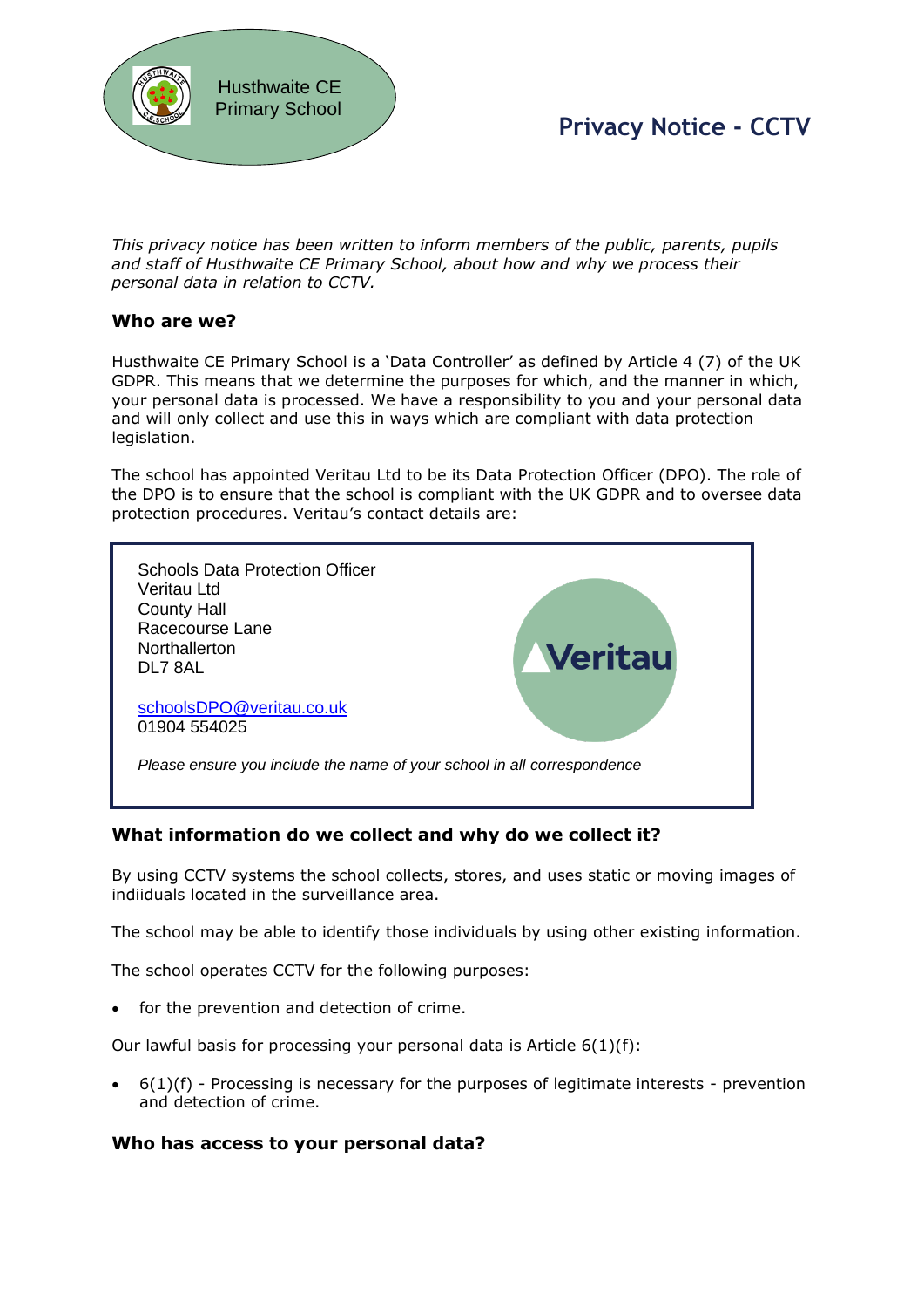Husthwaite CE Primary School

# Privacy Notice - CCTV

*This privacy notice has been written to inform members of the public, parents, pupils and staff of Husthwaite CE Primary School, about how and why we process their personal data in relation to CCTV.*

## Who are we?

Husthwaite CE Primary School is a 'Data Controller' as defined by Article 4 (7) of the UK GDPR. This means that we determine the purposes for which, and the manner in which, your personal data is processed. We have a responsibility to you and your personal data and will only collect and use this in ways which are compliant with data protection legislation.

The school has appointed Veritau Ltd to be its Data Protection Officer (DPO). The role of the DPO is to ensure that the school is compliant with the UK GDPR and to oversee data protection procedures. Veritau's contact details are:

> Schools Data Protection Officer
> Veritau Ltd
> County Hall
> Racecourse Lane
> Northallerton
> DL7 8AL
>
> schoolsDPO@veritau.co.uk
> 01904 554025
>
> *Please ensure you include the name of your school in all correspondence*

## What information do we collect and why do we collect it?

By using CCTV systems the school collects, stores, and uses static or moving images of indiiduals located in the surveillance area.

The school may be able to identify those individuals by using other existing information.

The school operates CCTV for the following purposes:

- for the prevention and detection of crime.

Our lawful basis for processing your personal data is Article 6(1)(f):

- 6(1)(f) - Processing is necessary for the purposes of legitimate interests - prevention and detection of crime.

## Who has access to your personal data?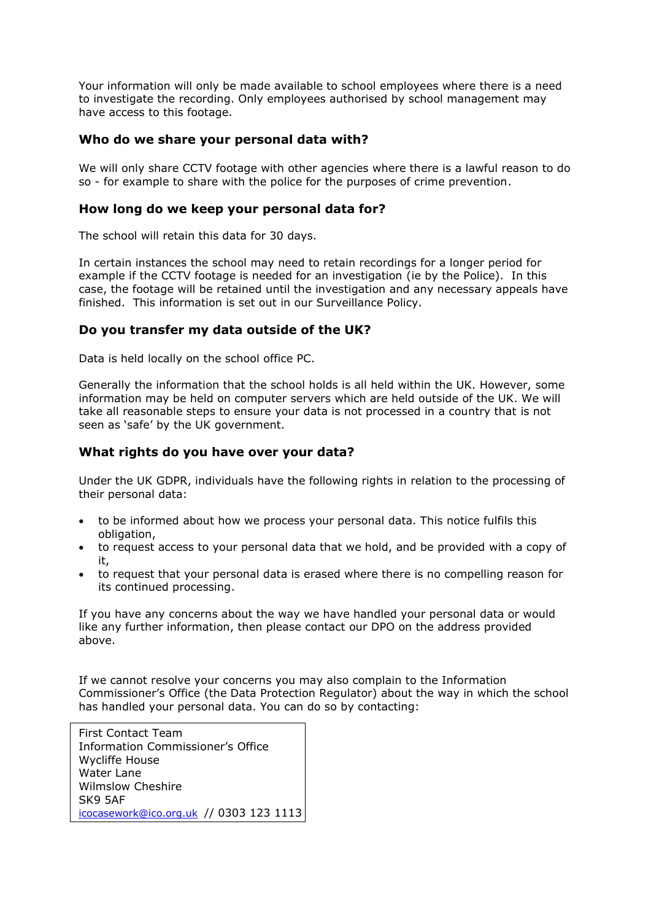Your information will only be made available to school employees where there is a need to investigate the recording. Only employees authorised by school management may have access to this footage.

### Who do we share your personal data with?

We will only share CCTV footage with other agencies where there is a lawful reason to do so - for example to share with the police for the purposes of crime prevention.

### How long do we keep your personal data for?

The school will retain this data for 30 days.

In certain instances the school may need to retain recordings for a longer period for example if the CCTV footage is needed for an investigation (ie by the Police). In this case, the footage will be retained until the investigation and any necessary appeals have finished. This information is set out in our Surveillance Policy.

### Do you transfer my data outside of the UK?

Data is held locally on the school office PC.

Generally the information that the school holds is all held within the UK. However, some information may be held on computer servers which are held outside of the UK. We will take all reasonable steps to ensure your data is not processed in a country that is not seen as 'safe' by the UK government.

### What rights do you have over your data?

Under the UK GDPR, individuals have the following rights in relation to the processing of their personal data:

- to be informed about how we process your personal data. This notice fulfils this obligation,
- to request access to your personal data that we hold, and be provided with a copy of it,
- to request that your personal data is erased where there is no compelling reason for its continued processing.

If you have any concerns about the way we have handled your personal data or would like any further information, then please contact our DPO on the address provided above.

If we cannot resolve your concerns you may also complain to the Information Commissioner's Office (the Data Protection Regulator) about the way in which the school has handled your personal data. You can do so by contacting:

First Contact Team
Information Commissioner's Office
Wycliffe House
Water Lane
Wilmslow Cheshire
SK9 5AF
icocasework@ico.org.uk // 0303 123 1113